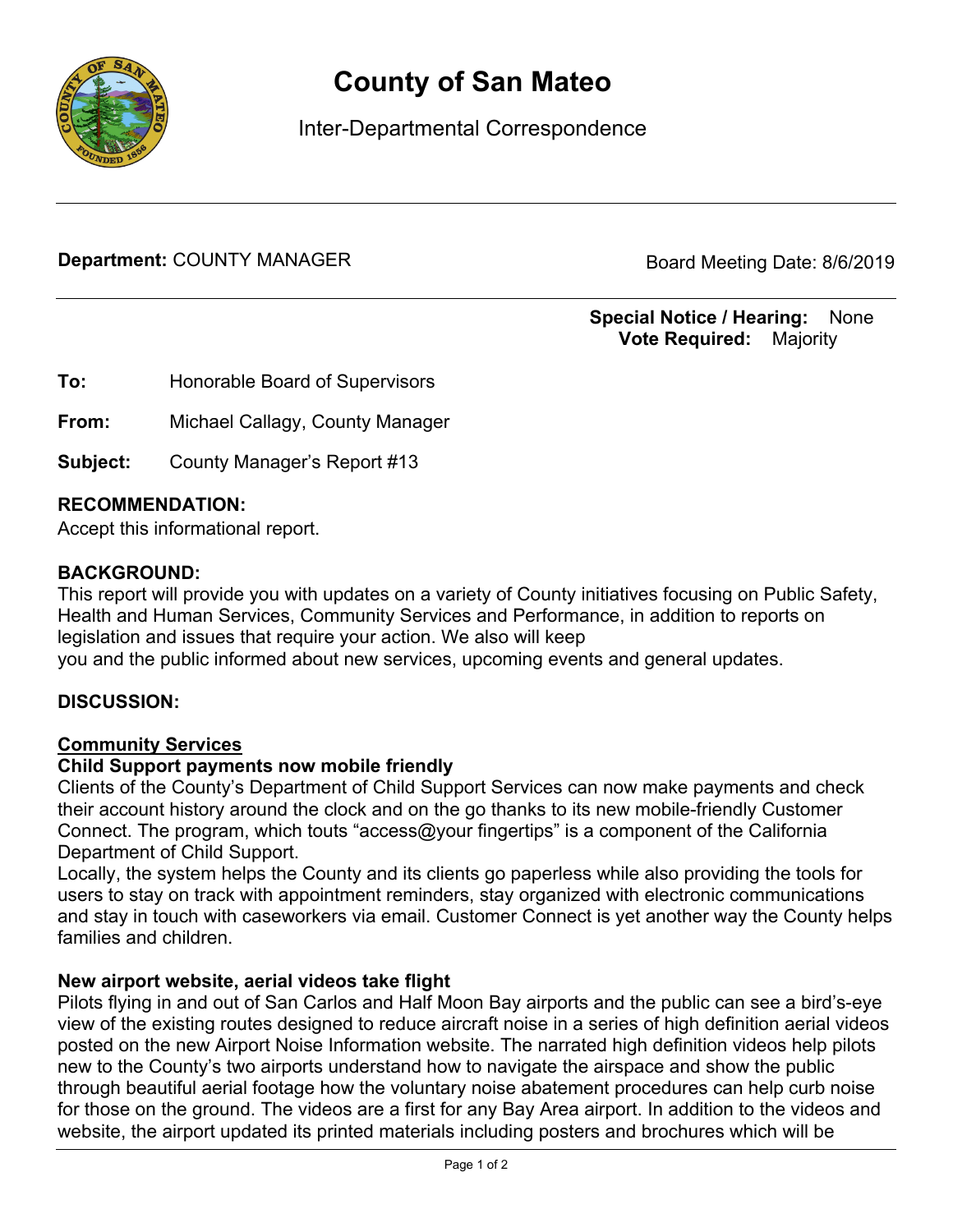# County of San Mateo

Inter-Departmental Correspondence

---

**Department:** COUNTY MANAGER

Board Meeting Date: 8/6/2019

---

**Special Notice / Hearing:** None
**Vote Required:** Majority

**To:** Honorable Board of Supervisors

**From:** Michael Callagy, County Manager

**Subject:** County Manager's Report #13

## RECOMMENDATION:

Accept this informational report.

## BACKGROUND:

This report will provide you with updates on a variety of County initiatives focusing on Public Safety, Health and Human Services, Community Services and Performance, in addition to reports on legislation and issues that require your action. We also will keep you and the public informed about new services, upcoming events and general updates.

## DISCUSSION:

### Community Services

**Child Support payments now mobile friendly**

Clients of the County's Department of Child Support Services can now make payments and check their account history around the clock and on the go thanks to its new mobile-friendly Customer Connect. The program, which touts "access@your fingertips" is a component of the California Department of Child Support.

Locally, the system helps the County and its clients go paperless while also providing the tools for users to stay on track with appointment reminders, stay organized with electronic communications and stay in touch with caseworkers via email. Customer Connect is yet another way the County helps families and children.

**New airport website, aerial videos take flight**

Pilots flying in and out of San Carlos and Half Moon Bay airports and the public can see a bird's-eye view of the existing routes designed to reduce aircraft noise in a series of high definition aerial videos posted on the new Airport Noise Information website. The narrated high definition videos help pilots new to the County's two airports understand how to navigate the airspace and show the public through beautiful aerial footage how the voluntary noise abatement procedures can help curb noise for those on the ground. The videos are a first for any Bay Area airport. In addition to the videos and website, the airport updated its printed materials including posters and brochures which will be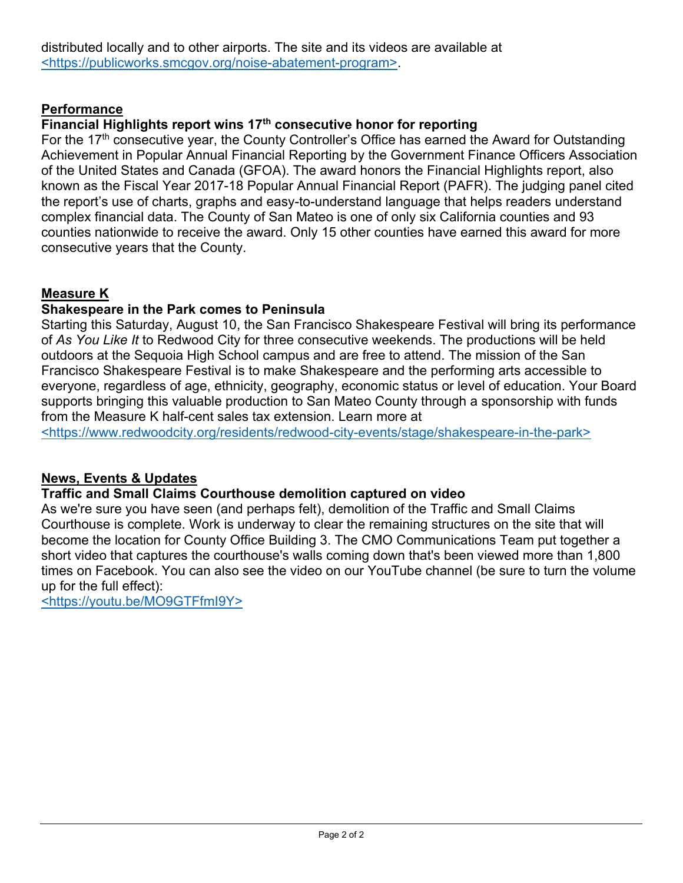distributed locally and to other airports. The site and its videos are available at <https://publicworks.smcgov.org/noise-abatement-program>.

**Performance**

**Financial Highlights report wins 17th consecutive honor for reporting**

For the 17th consecutive year, the County Controller's Office has earned the Award for Outstanding Achievement in Popular Annual Financial Reporting by the Government Finance Officers Association of the United States and Canada (GFOA). The award honors the Financial Highlights report, also known as the Fiscal Year 2017-18 Popular Annual Financial Report (PAFR). The judging panel cited the report's use of charts, graphs and easy-to-understand language that helps readers understand complex financial data. The County of San Mateo is one of only six California counties and 93 counties nationwide to receive the award. Only 15 other counties have earned this award for more consecutive years that the County.

**Measure K**

**Shakespeare in the Park comes to Peninsula**

Starting this Saturday, August 10, the San Francisco Shakespeare Festival will bring its performance of *As You Like It* to Redwood City for three consecutive weekends. The productions will be held outdoors at the Sequoia High School campus and are free to attend. The mission of the San Francisco Shakespeare Festival is to make Shakespeare and the performing arts accessible to everyone, regardless of age, ethnicity, geography, economic status or level of education. Your Board supports bringing this valuable production to San Mateo County through a sponsorship with funds from the Measure K half-cent sales tax extension. Learn more at <https://www.redwoodcity.org/residents/redwood-city-events/stage/shakespeare-in-the-park>

**News, Events & Updates**

**Traffic and Small Claims Courthouse demolition captured on video**

As we're sure you have seen (and perhaps felt), demolition of the Traffic and Small Claims Courthouse is complete. Work is underway to clear the remaining structures on the site that will become the location for County Office Building 3. The CMO Communications Team put together a short video that captures the courthouse's walls coming down that's been viewed more than 1,800 times on Facebook. You can also see the video on our YouTube channel (be sure to turn the volume up for the full effect):
<https://youtu.be/MO9GTFfmI9Y>